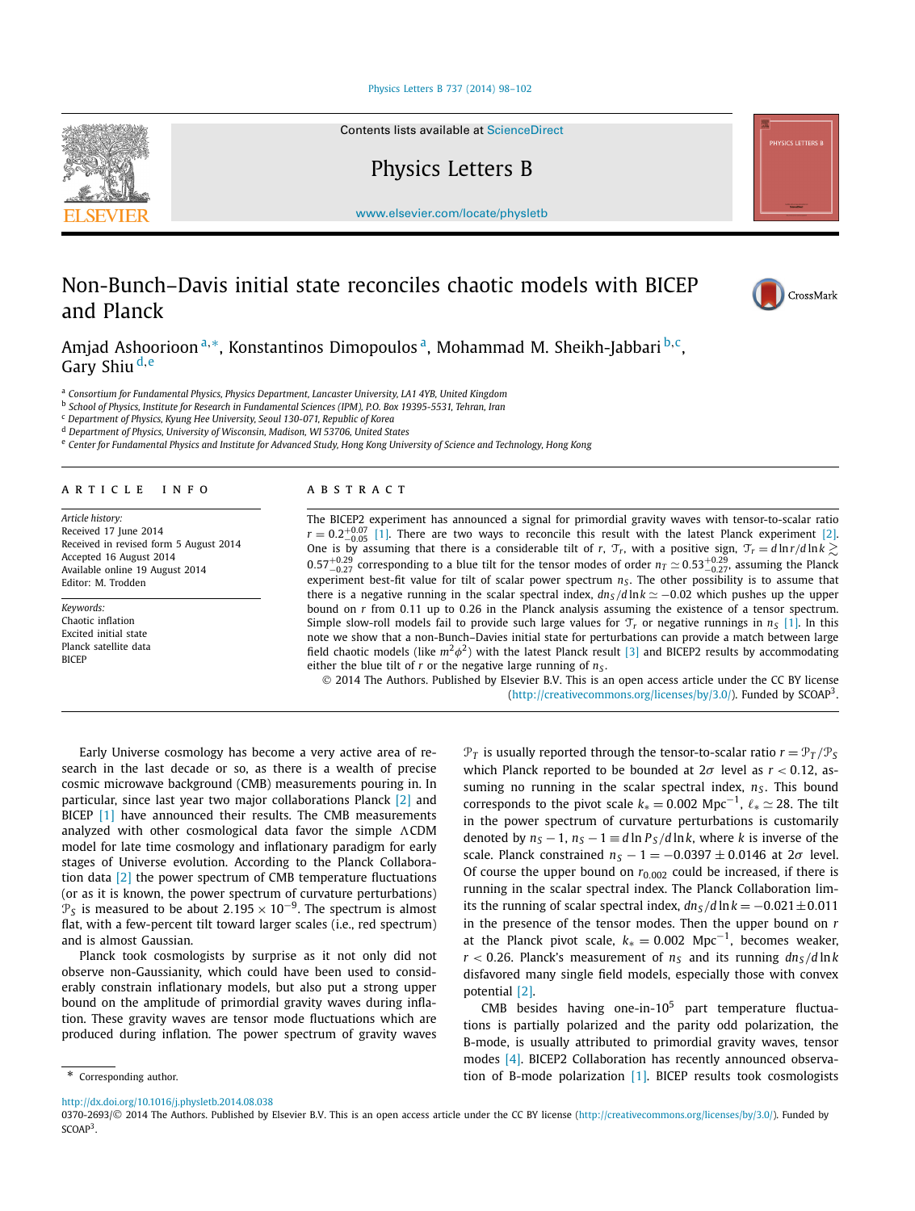Contents lists available at ScienceDirect

Physics Letters B

www.elsevier.com/locate/physletb

# Non-Bunch–Davis initial state reconciles chaotic models with BICEP and Planck

Amjad Ashoorioon [a,*], Konstantinos Dimopoulos [a], Mohammad M. Sheikh-Jabbari [b,c], Gary Shiu [d,e]

[a] Consortium for Fundamental Physics, Physics Department, Lancaster University, LA1 4YB, United Kingdom
[b] School of Physics, Institute for Research in Fundamental Sciences (IPM), P.O. Box 19395-5531, Tehran, Iran
[c] Department of Physics, Kyung Hee University, Seoul 130-071, Republic of Korea
[d] Department of Physics, University of Wisconsin, Madison, WI 53706, United States
[e] Center for Fundamental Physics and Institute for Advanced Study, Hong Kong University of Science and Technology, Hong Kong

## ARTICLE INFO

*Article history:*
Received 17 June 2014
Received in revised form 5 August 2014
Accepted 16 August 2014
Available online 19 August 2014
Editor: M. Trodden

*Keywords:*
Chaotic inflation
Excited initial state
Planck satellite data
BICEP

## ABSTRACT

The BICEP2 experiment has announced a signal for primordial gravity waves with tensor-to-scalar ratio $r = 0.2^{+0.07}_{-0.05}$ [1]. There are two ways to reconcile this result with the latest Planck experiment [2]. One is by assuming that there is a considerable tilt of $r$, $\mathcal{T}_r$, with a positive sign, $\mathcal{T}_r = d\ln r/d\ln k \gtrsim 0.57^{+0.29}_{-0.27}$ corresponding to a blue tilt for the tensor modes of order $n_T \simeq 0.53^{+0.29}_{-0.27}$, assuming the Planck experiment best-fit value for tilt of scalar power spectrum $n_S$. The other possibility is to assume that there is a negative running in the scalar spectral index, $dn_S/d\ln k \simeq -0.02$ which pushes up the upper bound on $r$ from 0.11 up to 0.26 in the Planck analysis assuming the existence of a tensor spectrum. Simple slow-roll models fail to provide such large values for $\mathcal{T}_r$ or negative runnings in $n_S$ [1]. In this note we show that a non-Bunch–Davies initial state for perturbations can provide a match between large field chaotic models (like $m^2\phi^2$) with the latest Planck result [3] and BICEP2 results by accommodating either the blue tilt of $r$ or the negative large running of $n_S$.

© 2014 The Authors. Published by Elsevier B.V. This is an open access article under the CC BY license (http://creativecommons.org/licenses/by/3.0/). Funded by SCOAP[3].

Early Universe cosmology has become a very active area of research in the last decade or so, as there is a wealth of precise cosmic microwave background (CMB) measurements pouring in. In particular, since last year two major collaborations Planck [2] and BICEP [1] have announced their results. The CMB measurements analyzed with other cosmological data favor the simple ΛCDM model for late time cosmology and inflationary paradigm for early stages of Universe evolution. According to the Planck Collaboration data [2] the power spectrum of CMB temperature fluctuations (or as it is known, the power spectrum of curvature perturbations) $\mathcal{P}_S$ is measured to be about $2.195 \times 10^{-9}$. The spectrum is almost flat, with a few-percent tilt toward larger scales (i.e., red spectrum) and is almost Gaussian.

Planck took cosmologists by surprise as it not only did not observe non-Gaussianity, which could have been used to considerably constrain inflationary models, but also put a strong upper bound on the amplitude of primordial gravity waves during inflation. These gravity waves are tensor mode fluctuations which are produced during inflation. The power spectrum of gravity waves $\mathcal{P}_T$ is usually reported through the tensor-to-scalar ratio $r = \mathcal{P}_T/\mathcal{P}_S$ which Planck reported to be bounded at $2\sigma$ level as $r < 0.12$, assuming no running in the scalar spectral index, $n_S$. This bound corresponds to the pivot scale $k_* = 0.002\ \text{Mpc}^{-1}$, $\ell_* \simeq 28$. The tilt in the power spectrum of curvature perturbations is customarily denoted by $n_S - 1$, $n_S - 1 \equiv d\ln P_S/d\ln k$, where $k$ is inverse of the scale. Planck constrained $n_S - 1 = -0.0397 \pm 0.0146$ at $2\sigma$ level. Of course the upper bound on $r_{0.002}$ could be increased, if there is running in the scalar spectral index. The Planck Collaboration limits the running of scalar spectral index, $dn_S/d\ln k = -0.021 \pm 0.011$ in the presence of the tensor modes. Then the upper bound on $r$ at the Planck pivot scale, $k_* = 0.002\ \text{Mpc}^{-1}$, becomes weaker, $r < 0.26$. Planck's measurement of $n_S$ and its running $dn_S/d\ln k$ disfavored many single field models, especially those with convex potential [2].

CMB besides having one-in-$10^5$ part temperature fluctuations is partially polarized and the parity odd polarization, the B-mode, is usually attributed to primordial gravity waves, tensor modes [4]. BICEP2 Collaboration has recently announced observation of B-mode polarization [1]. BICEP results took cosmologists

\* Corresponding author.

http://dx.doi.org/10.1016/j.physletb.2014.08.038
0370-2693/© 2014 The Authors. Published by Elsevier B.V. This is an open access article under the CC BY license (http://creativecommons.org/licenses/by/3.0/). Funded by SCOAP[3].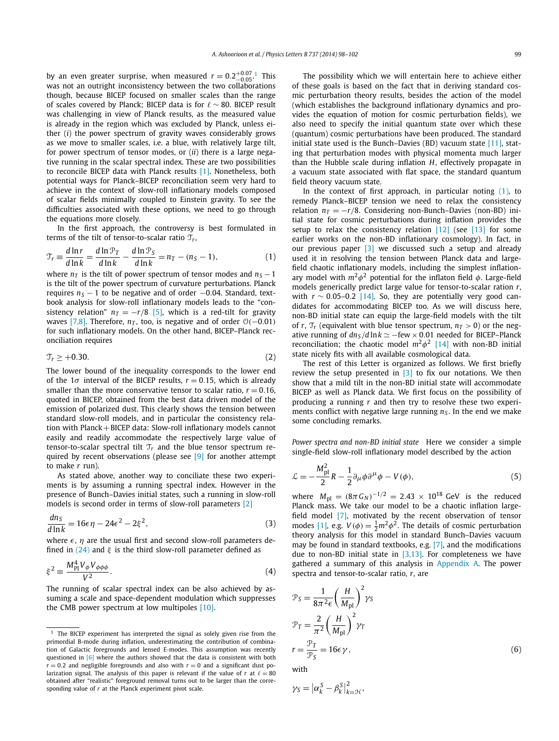by an even greater surprise, when measured $r = 0.2^{+0.07}_{-0.05}$.[1] This was not an outright inconsistency between the two collaborations though, because BICEP focused on smaller scales than the range of scales covered by Planck; BICEP data is for $\ell \sim 80$. BICEP result was challenging in view of Planck results, as the measured value is already in the region which was excluded by Planck, unless either (*i*) the power spectrum of gravity waves considerably grows as we move to smaller scales, i.e. a blue, with relatively large tilt, for power spectrum of tensor modes, or (*ii*) there is a large negative running in the scalar spectral index. These are two possibilities to reconcile BICEP data with Planck results [1]. Nonetheless, both potential ways for Planck–BICEP reconciliation seem very hard to achieve in the context of slow-roll inflationary models composed of scalar fields minimally coupled to Einstein gravity. To see the difficulties associated with these options, we need to go through the equations more closely.

In the first approach, the controversy is best formulated in terms of the tilt of tensor-to-scalar ratio $\mathcal{T}_r$,

$$\mathcal{T}_r \equiv \frac{d\ln r}{d\ln k} = \frac{d\ln \mathcal{P}_T}{d\ln k} - \frac{d\ln \mathcal{P}_S}{d\ln k} = n_T - (n_S - 1), \tag{1}$$

where $n_T$ is the tilt of power spectrum of tensor modes and $n_S - 1$ is the tilt of the power spectrum of curvature perturbations. Planck requires $n_S - 1$ to be negative and of order $-0.04$. Standard, textbook analysis for slow-roll inflationary models leads to the "consistency relation" $n_T = -r/8$ [5], which is a red-tilt for gravity waves [7,8]. Therefore, $n_T$, too, is negative and of order $\mathcal{O}(-0.01)$ for such inflationary models. On the other hand, BICEP–Planck reconciliation requires

$$\mathcal{T}_r \geq +0.30. \tag{2}$$

The lower bound of the inequality corresponds to the lower end of the $1\sigma$ interval of the BICEP results, $r = 0.15$, which is already smaller than the more conservative tensor to scalar ratio, $r = 0.16$, quoted in BICEP, obtained from the best data driven model of the emission of polarized dust. This clearly shows the tension between standard slow-roll models, and in particular the consistency relation with Planck+BICEP data: Slow-roll inflationary models cannot easily and readily accommodate the respectively large value of tensor-to-scalar spectral tilt $\mathcal{T}_r$ and the blue tensor spectrum required by recent observations (please see [9] for another attempt to make $r$ run).

As stated above, another way to conciliate these two experiments is by assuming a running spectral index. However in the presence of Bunch–Davies initial states, such a running in slow-roll models is second order in terms of slow-roll parameters [2]

$$\frac{dn_S}{d\ln k} = 16\epsilon\eta - 24\epsilon^2 - 2\xi^2, \tag{3}$$

where $\epsilon$, $\eta$ are the usual first and second slow-roll parameters defined in (24) and $\xi$ is the third slow-roll parameter defined as

$$\xi^2 \equiv \frac{M_{\rm Pl}^4 V_\phi V_{\phi\phi\phi}}{V^2}. \tag{4}$$

The running of scalar spectral index can be also achieved by assuming a scale and space-dependent modulation which suppresses the CMB power spectrum at low multipoles [10].

The possibility which we will entertain here to achieve either of these goals is based on the fact that in deriving standard cosmic perturbation theory results, besides the action of the model (which establishes the background inflationary dynamics and provides the equation of motion for cosmic perturbation fields), we also need to specify the initial quantum state over which these (quantum) cosmic perturbations have been produced. The standard initial state used is the Bunch–Davies (BD) vacuum state [11], stating that perturbation modes with physical momenta much larger than the Hubble scale during inflation $H$, effectively propagate in a vacuum state associated with flat space, the standard quantum field theory vacuum state.

In the context of first approach, in particular noting (1), to remedy Planck–BICEP tension we need to relax the consistency relation $n_T = -r/8$. Considering non-Bunch–Davies (non-BD) initial state for cosmic perturbations during inflation provides the setup to relax the consistency relation [12] (see [13] for some earlier works on the non-BD inflationary cosmology). In fact, in our previous paper [3] we discussed such a setup and already used it in resolving the tension between Planck data and large-field chaotic inflationary models, including the simplest inflationary model with $m^2\phi^2$ potential for the inflaton field $\phi$. Large-field models generically predict large value for tensor-to-scalar ration $r$, with $r \sim 0.05$–$0.2$ [14]. So, they are potentially very good candidates for accommodating BICEP too. As we will discuss here, non-BD initial state can equip the large-field models with the tilt of $r$, $\mathcal{T}_r$ (equivalent with blue tensor spectrum, $n_T > 0$) or the negative running of $dn_S/d\ln k \simeq -\text{few} \times 0.01$ needed for BICEP–Planck reconciliation; the chaotic model $m^2\phi^2$ [14] with non-BD initial state nicely fits with all available cosmological data.

The rest of this Letter is organized as follows. We first briefly review the setup presented in [3] to fix our notations. We then show that a mild tilt in the non-BD initial state will accommodate BICEP as well as Planck data. We first focus on the possibility of producing a running $r$ and then try to resolve these two experiments conflict with negative large running $n_S$. In the end we make some concluding remarks.

*Power spectra and non-BD initial state* Here we consider a simple single-field slow-roll inflationary model described by the action

$$\mathcal{L} = -\frac{M_{\rm pl}^2}{2}R - \frac{1}{2}\partial_\mu\phi\partial^\mu\phi - V(\phi), \tag{5}$$

where $M_{\rm pl} = (8\pi G_N)^{-1/2} = 2.43 \times 10^{18}$ GeV is the reduced Planck mass. We take our model to be a chaotic inflation large-field model [7], motivated by the recent observation of tensor modes [1], e.g. $V(\phi) = \frac{1}{2}m^2\phi^2$. The details of cosmic perturbation theory analysis for this model in standard Bunch–Davies vacuum may be found in standard textbooks, e.g. [7], and the modifications due to non-BD initial state in [3,13]. For completeness we have gathered a summary of this analysis in Appendix A. The power spectra and tensor-to-scalar ratio, $r$, are

$$\begin{aligned}
\mathcal{P}_S &= \frac{1}{8\pi^2\epsilon}\left(\frac{H}{M_{\rm pl}}\right)^2\gamma_S \\
\mathcal{P}_T &= \frac{2}{\pi^2}\left(\frac{H}{M_{\rm pl}}\right)^2\gamma_T \\
r &= \frac{\mathcal{P}_T}{\mathcal{P}_S} = 16\epsilon\gamma,
\end{aligned} \tag{6}$$

with

$$\gamma_S = \left|\alpha_k^S - \beta_k^S\right|^2_{k=\mathcal{H}},$$

[1] The BICEP experiment has interpreted the signal as solely given rise from the primordial B-mode during inflation, underestimating the contribution of combination of Galactic foregrounds and lensed E-modes. This assumption was recently questioned in [6] where the authors showed that the data is consistent with both $r = 0.2$ and negligible foregrounds and also with $r = 0$ and a significant dust polarization signal. The analysis of this paper is relevant if the value of $r$ at $\ell = 80$ obtained after "realistic" foreground removal turns out to be larger than the corresponding value of $r$ at the Planck experiment pivot scale.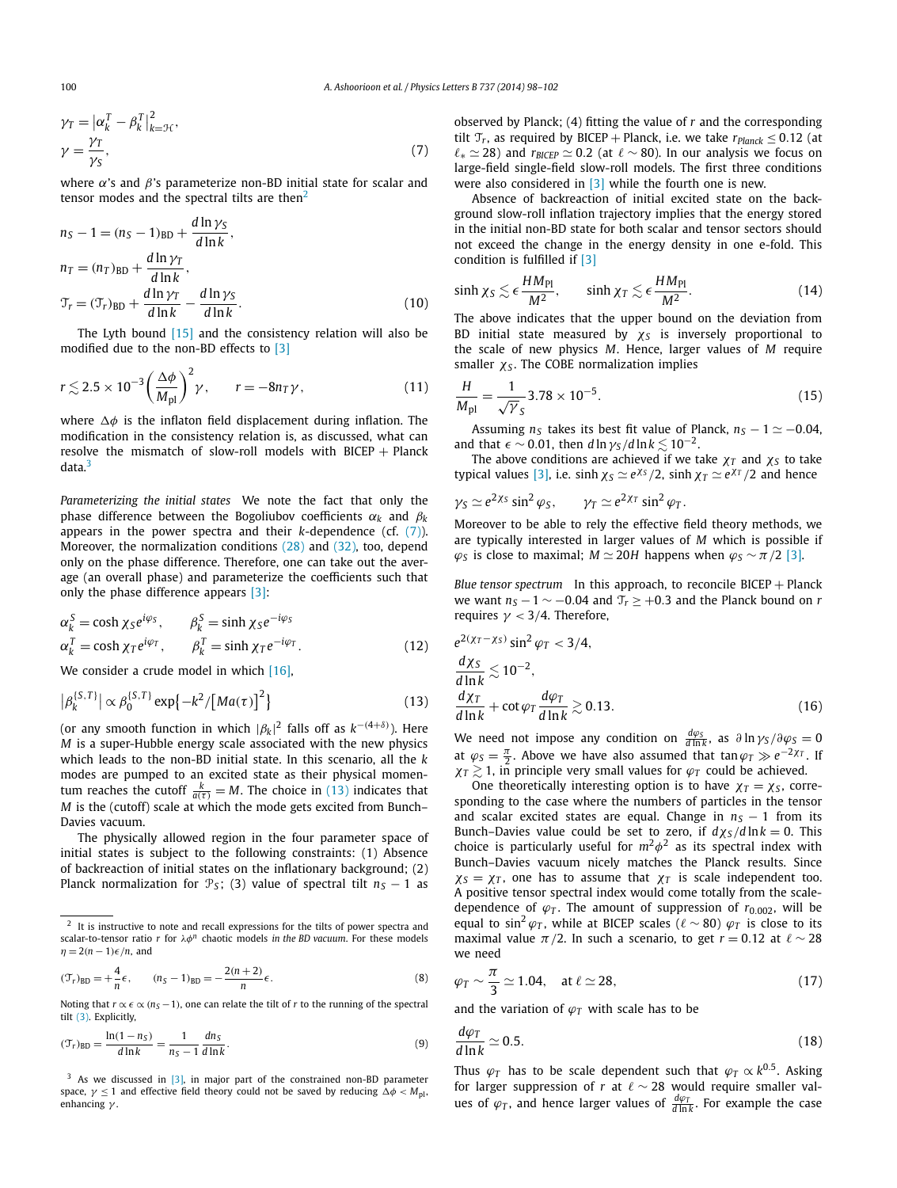$$\gamma_T = \left|\alpha_k^T - \beta_k^T\right|^2_{k=\mathcal{H}},$$
$$\gamma = \frac{\gamma_T}{\gamma_S}, \tag{7}$$

where $\alpha$'s and $\beta$'s parameterize non-BD initial state for scalar and tensor modes and the spectral tilts are then[2]

$$n_S - 1 = (n_S - 1)_{\rm BD} + \frac{d\ln\gamma_S}{d\ln k},$$
$$n_T = (n_T)_{\rm BD} + \frac{d\ln\gamma_T}{d\ln k},$$
$$\mathcal{T}_r = (\mathcal{T}_r)_{\rm BD} + \frac{d\ln\gamma_T}{d\ln k} - \frac{d\ln\gamma_S}{d\ln k}. \tag{10}$$

The Lyth bound [15] and the consistency relation will also be modified due to the non-BD effects to [3]

$$r \lesssim 2.5\times 10^{-3}\left(\frac{\Delta\phi}{M_{\rm pl}}\right)^2\gamma, \qquad r = -8n_T\gamma, \tag{11}$$

where $\Delta\phi$ is the inflaton field displacement during inflation. The modification in the consistency relation is, as discussed, what can resolve the mismatch of slow-roll models with BICEP + Planck data.[3]

*Parameterizing the initial states* We note the fact that only the phase difference between the Bogoliubov coefficients $\alpha_k$ and $\beta_k$ appears in the power spectra and their $k$-dependence (cf. (7)). Moreover, the normalization conditions (28) and (32), too, depend only on the phase difference. Therefore, one can take out the average (an overall phase) and parameterize the coefficients such that only the phase difference appears [3]:

$$\alpha_k^S = \cosh\chi_S e^{i\varphi_S}, \qquad \beta_k^S = \sinh\chi_S e^{-i\varphi_S}$$
$$\alpha_k^T = \cosh\chi_T e^{i\varphi_T}, \qquad \beta_k^T = \sinh\chi_T e^{-i\varphi_T}. \tag{12}$$

We consider a crude model in which [16],

$$\left|\beta_k^{\{S,T\}}\right| \propto \beta_0^{\{S,T\}}\exp\left\{-k^2/\left[Ma(\tau)\right]^2\right\} \tag{13}$$

(or any smooth function in which $|\beta_k|^2$ falls off as $k^{-(4+\delta)}$). Here $M$ is a super-Hubble energy scale associated with the new physics which leads to the non-BD initial state. In this scenario, all the $k$ modes are pumped to an excited state as their physical momentum reaches the cutoff $\frac{k}{a(\tau)} = M$. The choice in (13) indicates that $M$ is the (cutoff) scale at which the mode gets excited from Bunch–Davies vacuum.

The physically allowed region in the four parameter space of initial states is subject to the following constraints: (1) Absence of backreaction of initial states on the inflationary background; (2) Planck normalization for $\mathcal{P}_S$; (3) value of spectral tilt $n_S - 1$ as observed by Planck; (4) fitting the value of $r$ and the corresponding tilt $\mathcal{T}_r$, as required by BICEP + Planck, i.e. we take $r_{Planck} \le 0.12$ (at $\ell_* \simeq 28$) and $r_{BICEP} \simeq 0.2$ (at $\ell \sim 80$). In our analysis we focus on large-field single-field slow-roll models. The first three conditions were also considered in [3] while the fourth one is new.

Absence of backreaction of initial excited state on the background slow-roll inflation trajectory implies that the energy stored in the initial non-BD state for both scalar and tensor sectors should not exceed the change in the energy density in one e-fold. This condition is fulfilled if [3]

$$\sinh\chi_S \lesssim \epsilon\frac{HM_{\rm Pl}}{M^2}, \qquad \sinh\chi_T \lesssim \epsilon\frac{HM_{\rm Pl}}{M^2}. \tag{14}$$

The above indicates that the upper bound on the deviation from BD initial state measured by $\chi_S$ is inversely proportional to the scale of new physics $M$. Hence, larger values of $M$ require smaller $\chi_S$. The COBE normalization implies

$$\frac{H}{M_{\rm pl}} = \frac{1}{\sqrt{\gamma_S}}3.78\times 10^{-5}. \tag{15}$$

Assuming $n_S$ takes its best fit value of Planck, $n_S - 1 \simeq -0.04$, and that $\epsilon \sim 0.01$, then $d\ln\gamma_S/d\ln k \lesssim 10^{-2}$.

The above conditions are achieved if we take $\chi_T$ and $\chi_S$ to take typical values [3], i.e. $\sinh\chi_S \simeq e^{\chi_S}/2$, $\sinh\chi_T \simeq e^{\chi_T}/2$ and hence

$$\gamma_S \simeq e^{2\chi_S}\sin^2\varphi_S, \qquad \gamma_T \simeq e^{2\chi_T}\sin^2\varphi_T.$$

Moreover to be able to rely the effective field theory methods, we are typically interested in larger values of $M$ which is possible if $\varphi_S$ is close to maximal; $M \simeq 20H$ happens when $\varphi_S \sim \pi/2$ [3].

*Blue tensor spectrum* In this approach, to reconcile BICEP + Planck we want $n_S - 1 \sim -0.04$ and $\mathcal{T}_r \ge +0.3$ and the Planck bound on $r$ requires $\gamma < 3/4$. Therefore,

$$e^{2(\chi_T-\chi_S)}\sin^2\varphi_T < 3/4,$$
$$\frac{d\chi_S}{d\ln k} \lesssim 10^{-2},$$
$$\frac{d\chi_T}{d\ln k} + \cot\varphi_T\frac{d\varphi_T}{d\ln k} \gtrsim 0.13. \tag{16}$$

We need not impose any condition on $\frac{d\varphi_S}{d\ln k}$, as $\partial\ln\gamma_S/\partial\varphi_S = 0$ at $\varphi_S = \frac{\pi}{2}$. Above we have also assumed that $\tan\varphi_T \gg e^{-2\chi_T}$. If $\chi_T \gtrsim 1$, in principle very small values for $\varphi_T$ could be achieved.

One theoretically interesting option is to have $\chi_T = \chi_S$, corresponding to the case where the numbers of particles in the tensor and scalar excited states are equal. Change in $n_S - 1$ from its Bunch–Davies value could be set to zero, if $d\chi_S/d\ln k = 0$. This choice is particularly useful for $m^2\phi^2$ as its spectral index with Bunch–Davies vacuum nicely matches the Planck results. Since $\chi_S = \chi_T$, one has to assume that $\chi_T$ is scale independent too. A positive tensor spectral index would come totally from the scale-dependence of $\varphi_T$. The amount of suppression of $r_{0.002}$, will be equal to $\sin^2\varphi_T$, while at BICEP scales ($\ell \sim 80$) $\varphi_T$ is close to its maximal value $\pi/2$. In such a scenario, to get $r = 0.12$ at $\ell \sim 28$ we need

$$\varphi_T \sim \frac{\pi}{3} \simeq 1.04, \quad \text{at } \ell \simeq 28, \tag{17}$$

and the variation of $\varphi_T$ with scale has to be

$$\frac{d\varphi_T}{d\ln k} \simeq 0.5. \tag{18}$$

Thus $\varphi_T$ has to be scale dependent such that $\varphi_T \propto k^{0.5}$. Asking for larger suppression of $r$ at $\ell \sim 28$ would require smaller values of $\varphi_T$, and hence larger values of $\frac{d\varphi_T}{d\ln k}$. For example the case

---

[2] It is instructive to note and recall expressions for the tilts of power spectra and scalar-to-tensor ratio $r$ for $\lambda\phi^n$ chaotic models *in the BD vacuum*. For these models $\eta = 2(n-1)\epsilon/n$, and

$$(\mathcal{T}_r)_{\rm BD} = +\frac{4}{n}\epsilon, \qquad (n_S - 1)_{\rm BD} = -\frac{2(n+2)}{n}\epsilon. \tag{8}$$

Noting that $r \propto \epsilon \propto (n_S - 1)$, one can relate the tilt of $r$ to the running of the spectral tilt (3). Explicitly,

$$(\mathcal{T}_r)_{\rm BD} = \frac{\ln(1-n_S)}{d\ln k} = \frac{1}{n_S - 1}\frac{dn_S}{d\ln k}. \tag{9}$$

[3] As we discussed in [3], in major part of the constrained non-BD parameter space, $\gamma \le 1$ and effective field theory could not be saved by reducing $\Delta\phi < M_{\rm pl}$, enhancing $\gamma$.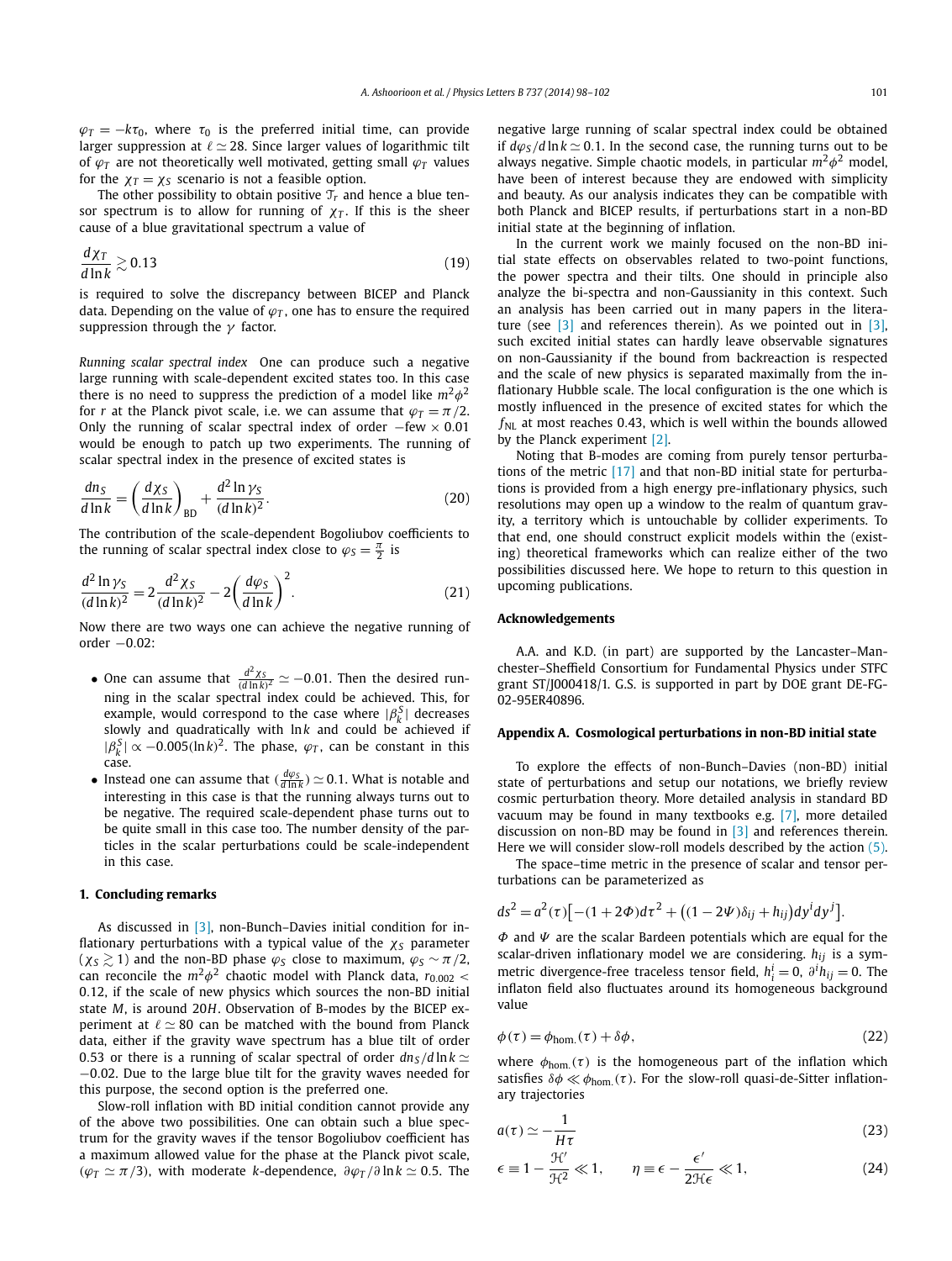$\varphi_T = -k\tau_0$, where $\tau_0$ is the preferred initial time, can provide larger suppression at $\ell \simeq 28$. Since larger values of logarithmic tilt of $\varphi_T$ are not theoretically well motivated, getting small $\varphi_T$ values for the $\chi_T = \chi_S$ scenario is not a feasible option.

The other possibility to obtain positive $\mathfrak{T}_r$ and hence a blue tensor spectrum is to allow for running of $\chi_T$. If this is the sheer cause of a blue gravitational spectrum a value of

$$\frac{d\chi_T}{d\ln k} \gtrsim 0.13 \tag{19}$$

is required to solve the discrepancy between BICEP and Planck data. Depending on the value of $\varphi_T$, one has to ensure the required suppression through the $\gamma$ factor.

*Running scalar spectral index* One can produce such a negative large running with scale-dependent excited states too. In this case there is no need to suppress the prediction of a model like $m^2\phi^2$ for $r$ at the Planck pivot scale, i.e. we can assume that $\varphi_T = \pi/2$. Only the running of scalar spectral index of order $-\text{few} \times 0.01$ would be enough to patch up two experiments. The running of scalar spectral index in the presence of excited states is

$$\frac{dn_S}{d\ln k} = \left(\frac{d\chi_S}{d\ln k}\right)_{\text{BD}} + \frac{d^2\ln\gamma_S}{(d\ln k)^2}. \tag{20}$$

The contribution of the scale-dependent Bogoliubov coefficients to the running of scalar spectral index close to $\varphi_S = \frac{\pi}{2}$ is

$$\frac{d^2\ln\gamma_S}{(d\ln k)^2} = 2\frac{d^2\chi_S}{(d\ln k)^2} - 2\left(\frac{d\varphi_S}{d\ln k}\right)^2. \tag{21}$$

Now there are two ways one can achieve the negative running of order $-0.02$:

- One can assume that $\frac{d^2\chi_S}{(d\ln k)^2} \simeq -0.01$. Then the desired running in the scalar spectral index could be achieved. This, for example, would correspond to the case where $|\beta_k^S|$ decreases slowly and quadratically with $\ln k$ and could be achieved if $|\beta_k^S| \propto -0.005(\ln k)^2$. The phase, $\varphi_T$, can be constant in this case.
- Instead one can assume that $(\frac{d\varphi_S}{d\ln k}) \simeq 0.1$. What is notable and interesting in this case is that the running always turns out to be negative. The required scale-dependent phase turns out to be quite small in this case too. The number density of the particles in the scalar perturbations could be scale-independent in this case.

## 1. Concluding remarks

As discussed in [3], non-Bunch–Davies initial condition for inflationary perturbations with a typical value of the $\chi_S$ parameter ($\chi_S \gtrsim 1$) and the non-BD phase $\varphi_S$ close to maximum, $\varphi_S \sim \pi/2$, can reconcile the $m^2\phi^2$ chaotic model with Planck data, $r_{0.002} < 0.12$, if the scale of new physics which sources the non-BD initial state $M$, is around $20H$. Observation of B-modes by the BICEP experiment at $\ell \simeq 80$ can be matched with the bound from Planck data, either if the gravity wave spectrum has a blue tilt of order 0.53 or there is a running of scalar spectral of order $dn_S/d\ln k \simeq -0.02$. Due to the large blue tilt for the gravity waves needed for this purpose, the second option is the preferred one.

Slow-roll inflation with BD initial condition cannot provide any of the above two possibilities. One can obtain such a blue spectrum for the gravity waves if the tensor Bogoliubov coefficient has a maximum allowed value for the phase at the Planck pivot scale, ($\varphi_T \simeq \pi/3$), with moderate $k$-dependence, $\partial\varphi_T/\partial\ln k \simeq 0.5$. The negative large running of scalar spectral index could be obtained if $d\varphi_S/d\ln k \simeq 0.1$. In the second case, the running turns out to be always negative. Simple chaotic models, in particular $m^2\phi^2$ model, have been of interest because they are endowed with simplicity and beauty. As our analysis indicates they can be compatible with both Planck and BICEP results, if perturbations start in a non-BD initial state at the beginning of inflation.

In the current work we mainly focused on the non-BD initial state effects on observables related to two-point functions, the power spectra and their tilts. One should in principle also analyze the bi-spectra and non-Gaussianity in this context. Such an analysis has been carried out in many papers in the literature (see [3] and references therein). As we pointed out in [3], such excited initial states can hardly leave observable signatures on non-Gaussianity if the bound from backreaction is respected and the scale of new physics is separated maximally from the inflationary Hubble scale. The local configuration is the one which is mostly influenced in the presence of excited states for which the $f_{\text{NL}}$ at most reaches 0.43, which is well within the bounds allowed by the Planck experiment [2].

Noting that B-modes are coming from purely tensor perturbations of the metric [17] and that non-BD initial state for perturbations is provided from a high energy pre-inflationary physics, such resolutions may open up a window to the realm of quantum gravity, a territory which is untouchable by collider experiments. To that end, one should construct explicit models within the (existing) theoretical frameworks which can realize either of the two possibilities discussed here. We hope to return to this question in upcoming publications.

## Acknowledgements

A.A. and K.D. (in part) are supported by the Lancaster–Manchester–Sheffield Consortium for Fundamental Physics under STFC grant ST/J000418/1. G.S. is supported in part by DOE grant DE-FG-02-95ER40896.

## Appendix A. Cosmological perturbations in non-BD initial state

To explore the effects of non-Bunch–Davies (non-BD) initial state of perturbations and setup our notations, we briefly review cosmic perturbation theory. More detailed analysis in standard BD vacuum may be found in many textbooks e.g. [7], more detailed discussion on non-BD may be found in [3] and references therein. Here we will consider slow-roll models described by the action (5).

The space–time metric in the presence of scalar and tensor perturbations can be parameterized as

$$ds^2 = a^2(\tau)\left[-(1+2\Phi)d\tau^2 + \left((1-2\Psi)\delta_{ij} + h_{ij}\right)dy^i dy^j\right].$$

$\Phi$ and $\Psi$ are the scalar Bardeen potentials which are equal for the scalar-driven inflationary model we are considering. $h_{ij}$ is a symmetric divergence-free traceless tensor field, $h^i_i = 0$, $\partial^i h_{ij} = 0$. The inflaton field also fluctuates around its homogeneous background value

$$\phi(\tau) = \phi_{\text{hom.}}(\tau) + \delta\phi, \tag{22}$$

where $\phi_{\text{hom.}}(\tau)$ is the homogeneous part of the inflation which satisfies $\delta\phi \ll \phi_{\text{hom.}}(\tau)$. For the slow-roll quasi-de-Sitter inflationary trajectories

$$a(\tau) \simeq -\frac{1}{H\tau} \tag{23}$$

$$\epsilon \equiv 1 - \frac{\mathcal{H}'}{\mathcal{H}^2} \ll 1, \qquad \eta \equiv \epsilon - \frac{\epsilon'}{2\mathcal{H}\epsilon} \ll 1, \tag{24}$$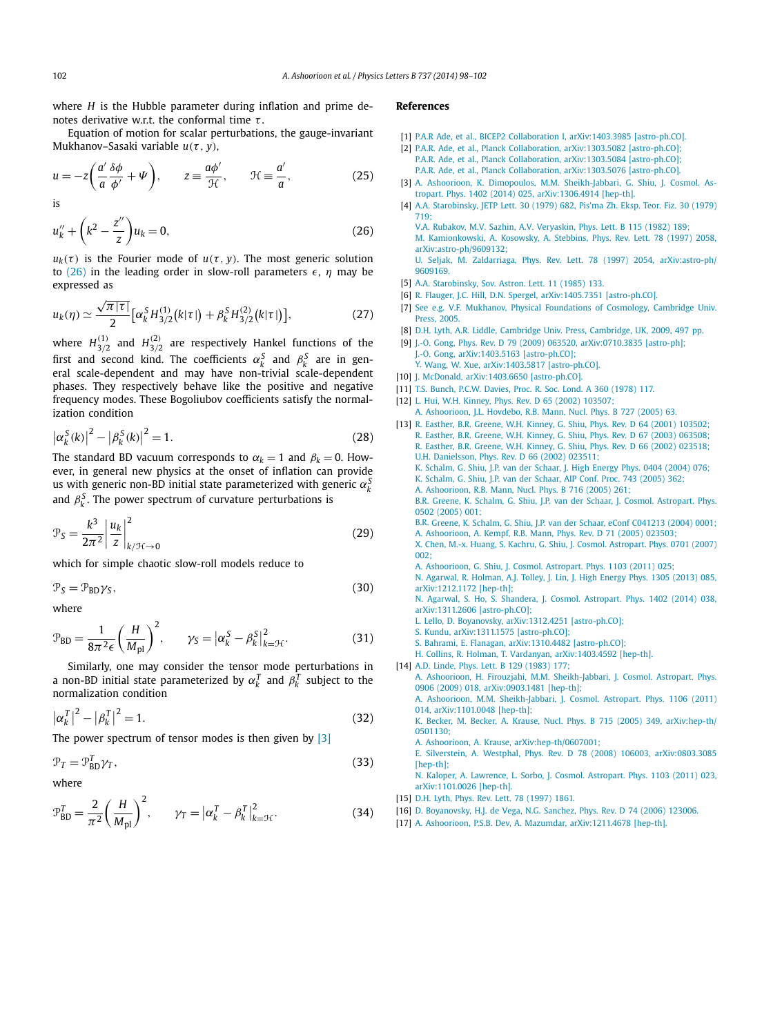where $H$ is the Hubble parameter during inflation and prime denotes derivative w.r.t. the conformal time $\tau$.

Equation of motion for scalar perturbations, the gauge-invariant Mukhanov–Sasaki variable $u(\tau, y)$,

$$u = -z\left(\frac{a'}{a}\frac{\delta\phi}{\phi'} + \Psi\right), \qquad z \equiv \frac{a\phi'}{\mathcal{H}}, \qquad \mathcal{H} \equiv \frac{a'}{a}, \tag{25}$$

is

$$u_k'' + \left(k^2 - \frac{z''}{z}\right)u_k = 0, \tag{26}$$

$u_k(\tau)$ is the Fourier mode of $u(\tau, y)$. The most generic solution to (26) in the leading order in slow-roll parameters $\epsilon$, $\eta$ may be expressed as

$$u_k(\eta) \simeq \frac{\sqrt{\pi|\tau|}}{2}\left[\alpha_k^S H_{3/2}^{(1)}\left(k|\tau|\right) + \beta_k^S H_{3/2}^{(2)}\left(k|\tau|\right)\right], \tag{27}$$

where $H_{3/2}^{(1)}$ and $H_{3/2}^{(2)}$ are respectively Hankel functions of the first and second kind. The coefficients $\alpha_k^S$ and $\beta_k^S$ are in general scale-dependent and may have non-trivial scale-dependent phases. They respectively behave like the positive and negative frequency modes. These Bogoliubov coefficients satisfy the normalization condition

$$\left|\alpha_k^S(k)\right|^2 - \left|\beta_k^S(k)\right|^2 = 1. \tag{28}$$

The standard BD vacuum corresponds to $\alpha_k = 1$ and $\beta_k = 0$. However, in general new physics at the onset of inflation can provide us with generic non-BD initial state parameterized with generic $\alpha_k^S$ and $\beta_k^S$. The power spectrum of curvature perturbations is

$$\mathcal{P}_S = \frac{k^3}{2\pi^2}\left|\frac{u_k}{z}\right|^2_{k/\mathcal{H}\to 0} \tag{29}$$

which for simple chaotic slow-roll models reduce to

$$\mathcal{P}_S = \mathcal{P}_{\rm BD}\gamma_S, \tag{30}$$

where

$$\mathcal{P}_{\rm BD} = \frac{1}{8\pi^2\epsilon}\left(\frac{H}{M_{\rm pl}}\right)^2, \qquad \gamma_S = \left|\alpha_k^S - \beta_k^S\right|^2_{k=\mathcal{H}}. \tag{31}$$

Similarly, one may consider the tensor mode perturbations in a non-BD initial state parameterized by $\alpha_k^T$ and $\beta_k^T$ subject to the normalization condition

$$\left|\alpha_k^T\right|^2 - \left|\beta_k^T\right|^2 = 1. \tag{32}$$

The power spectrum of tensor modes is then given by [3]

$$\mathcal{P}_T = \mathcal{P}_{\rm BD}^T\gamma_T, \tag{33}$$

where

$$\mathcal{P}_{\rm BD}^T = \frac{2}{\pi^2}\left(\frac{H}{M_{\rm pl}}\right)^2, \qquad \gamma_T = \left|\alpha_k^T - \beta_k^T\right|^2_{k=\mathcal{H}}. \tag{34}$$

## References

[1] P.A.R Ade, et al., BICEP2 Collaboration I, arXiv:1403.3985 [astro-ph.CO].

[2] P.A.R. Ade, et al., Planck Collaboration, arXiv:1303.5082 [astro-ph.CO]; P.A.R. Ade, et al., Planck Collaboration, arXiv:1303.5084 [astro-ph.CO]; P.A.R. Ade, et al., Planck Collaboration, arXiv:1303.5076 [astro-ph.CO].

[3] A. Ashoorioon, K. Dimopoulos, M.M. Sheikh-Jabbari, G. Shiu, J. Cosmol. Astropart. Phys. 1402 (2014) 025, arXiv:1306.4914 [hep-th].

[4] A.A. Starobinsky, JETP Lett. 30 (1979) 682, Pis'ma Zh. Eksp. Teor. Fiz. 30 (1979) 719; V.A. Rubakov, M.V. Sazhin, A.V. Veryaskin, Phys. Lett. B 115 (1982) 189; M. Kamionkowski, A. Kosowsky, A. Stebbins, Phys. Rev. Lett. 78 (1997) 2058, arXiv:astro-ph/9609132; U. Seljak, M. Zaldarriaga, Phys. Rev. Lett. 78 (1997) 2054, arXiv:astro-ph/9609169.

[5] A.A. Starobinsky, Sov. Astron. Lett. 11 (1985) 133.

[6] R. Flauger, J.C. Hill, D.N. Spergel, arXiv:1405.7351 [astro-ph.CO].

[7] See e.g. V.F. Mukhanov, Physical Foundations of Cosmology, Cambridge Univ. Press, 2005.

[8] D.H. Lyth, A.R. Liddle, Cambridge Univ. Press, Cambridge, UK, 2009, 497 pp.

[9] J.-O. Gong, Phys. Rev. D 79 (2009) 063520, arXiv:0710.3835 [astro-ph]; J.-O. Gong, arXiv:1403.5163 [astro-ph.CO]; Y. Wang, W. Xue, arXiv:1403.5817 [astro-ph.CO].

[10] J. McDonald, arXiv:1403.6650 [astro-ph.CO].

[11] T.S. Bunch, P.C.W. Davies, Proc. R. Soc. Lond. A 360 (1978) 117.

[12] L. Hui, W.H. Kinney, Phys. Rev. D 65 (2002) 103507; A. Ashoorioon, J.L. Hovdebo, R.B. Mann, Nucl. Phys. B 727 (2005) 63.

[13] R. Easther, B.R. Greene, W.H. Kinney, G. Shiu, Phys. Rev. D 64 (2001) 103502; R. Easther, B.R. Greene, W.H. Kinney, G. Shiu, Phys. Rev. D 67 (2003) 063508; R. Easther, B.R. Greene, W.H. Kinney, G. Shiu, Phys. Rev. D 66 (2002) 023518; U.H. Danielsson, Phys. Rev. D 66 (2002) 023511; K. Schalm, G. Shiu, J.P. van der Schaar, J. High Energy Phys. 0404 (2004) 076; K. Schalm, G. Shiu, J.P. van der Schaar, AIP Conf. Proc. 743 (2005) 362; A. Ashoorioon, R.B. Mann, Nucl. Phys. B 716 (2005) 261; B.R. Greene, K. Schalm, G. Shiu, J.P. van der Schaar, J. Cosmol. Astropart. Phys. 0502 (2005) 001; B.R. Greene, K. Schalm, G. Shiu, J.P. van der Schaar, eConf C041213 (2004) 0001; A. Ashoorioon, A. Kempf, R.B. Mann, Phys. Rev. D 71 (2005) 023503; X. Chen, M.-x. Huang, S. Kachru, G. Shiu, J. Cosmol. Astropart. Phys. 0701 (2007) 002; A. Ashoorioon, G. Shiu, J. Cosmol. Astropart. Phys. 1103 (2011) 025; N. Agarwal, R. Holman, A.J. Tolley, J. Lin, J. High Energy Phys. 1305 (2013) 085, arXiv:1212.1172 [hep-th]; N. Agarwal, S. Ho, S. Shandera, J. Cosmol. Astropart. Phys. 1402 (2014) 038, arXiv:1311.2606 [astro-ph.CO]; L. Lello, D. Boyanovsky, arXiv:1312.4251 [astro-ph.CO]; S. Kundu, arXiv:1311.1575 [astro-ph.CO]; S. Bahrami, E. Flanagan, arXiv:1310.4482 [astro-ph.CO]; H. Collins, R. Holman, T. Vardanyan, arXiv:1403.4592 [hep-th].

[14] A.D. Linde, Phys. Lett. B 129 (1983) 177; A. Ashoorioon, H. Firouzjahi, M.M. Sheikh-Jabbari, J. Cosmol. Astropart. Phys. 0906 (2009) 018, arXiv:0903.1481 [hep-th]; A. Ashoorioon, M.M. Sheikh-Jabbari, J. Cosmol. Astropart. Phys. 1106 (2011) 014, arXiv:1101.0048 [hep-th]; K. Becker, M. Becker, A. Krause, Nucl. Phys. B 715 (2005) 349, arXiv:hep-th/0501130; A. Ashoorioon, A. Krause, arXiv:hep-th/0607001; E. Silverstein, A. Westphal, Phys. Rev. D 78 (2008) 106003, arXiv:0803.3085 [hep-th]; N. Kaloper, A. Lawrence, L. Sorbo, J. Cosmol. Astropart. Phys. 1103 (2011) 023, arXiv:1101.0026 [hep-th].

[15] D.H. Lyth, Phys. Rev. Lett. 78 (1997) 1861.

[16] D. Boyanovsky, H.J. de Vega, N.G. Sanchez, Phys. Rev. D 74 (2006) 123006.

[17] A. Ashoorioon, P.S.B. Dev, A. Mazumdar, arXiv:1211.4678 [hep-th].